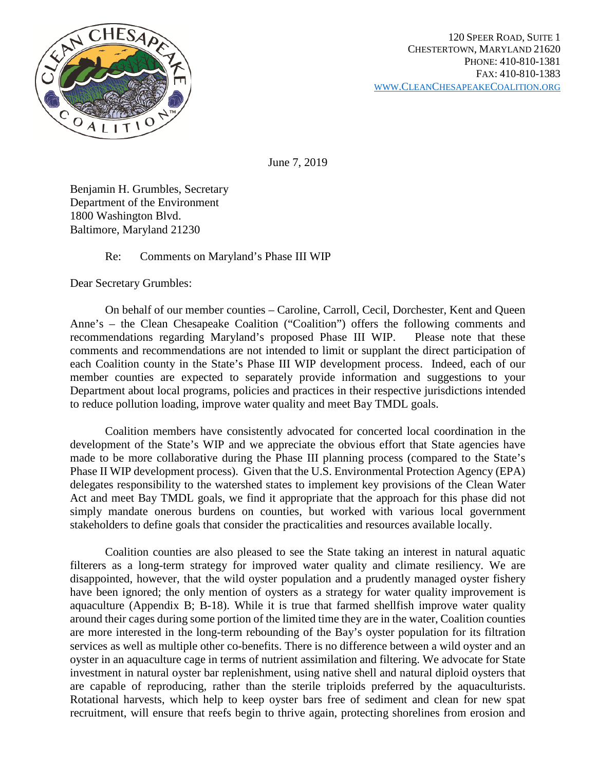120 SPEER ROAD, SUITE 1
CHESTERTOWN, MARYLAND 21620
PHONE: 410-810-1381
FAX: 410-810-1383
WWW.CLEANCHESAPEAKECOALITION.ORG

June 7, 2019

Benjamin H. Grumbles, Secretary
Department of the Environment
1800 Washington Blvd.
Baltimore, Maryland 21230

Re: Comments on Maryland's Phase III WIP

Dear Secretary Grumbles:

On behalf of our member counties – Caroline, Carroll, Cecil, Dorchester, Kent and Queen Anne's – the Clean Chesapeake Coalition ("Coalition") offers the following comments and recommendations regarding Maryland's proposed Phase III WIP. Please note that these comments and recommendations are not intended to limit or supplant the direct participation of each Coalition county in the State's Phase III WIP development process. Indeed, each of our member counties are expected to separately provide information and suggestions to your Department about local programs, policies and practices in their respective jurisdictions intended to reduce pollution loading, improve water quality and meet Bay TMDL goals.

Coalition members have consistently advocated for concerted local coordination in the development of the State's WIP and we appreciate the obvious effort that State agencies have made to be more collaborative during the Phase III planning process (compared to the State's Phase II WIP development process). Given that the U.S. Environmental Protection Agency (EPA) delegates responsibility to the watershed states to implement key provisions of the Clean Water Act and meet Bay TMDL goals, we find it appropriate that the approach for this phase did not simply mandate onerous burdens on counties, but worked with various local government stakeholders to define goals that consider the practicalities and resources available locally.

Coalition counties are also pleased to see the State taking an interest in natural aquatic filterers as a long-term strategy for improved water quality and climate resiliency. We are disappointed, however, that the wild oyster population and a prudently managed oyster fishery have been ignored; the only mention of oysters as a strategy for water quality improvement is aquaculture (Appendix B; B-18). While it is true that farmed shellfish improve water quality around their cages during some portion of the limited time they are in the water, Coalition counties are more interested in the long-term rebounding of the Bay's oyster population for its filtration services as well as multiple other co-benefits. There is no difference between a wild oyster and an oyster in an aquaculture cage in terms of nutrient assimilation and filtering. We advocate for State investment in natural oyster bar replenishment, using native shell and natural diploid oysters that are capable of reproducing, rather than the sterile triploids preferred by the aquaculturists. Rotational harvests, which help to keep oyster bars free of sediment and clean for new spat recruitment, will ensure that reefs begin to thrive again, protecting shorelines from erosion and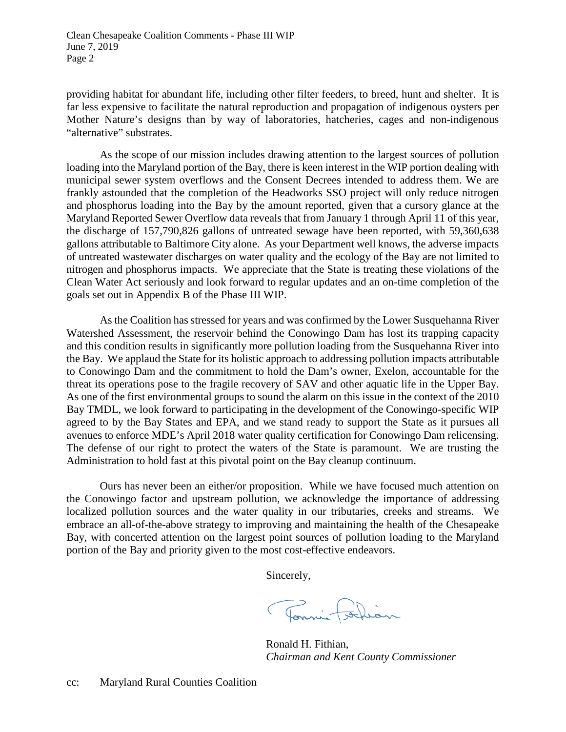providing habitat for abundant life, including other filter feeders, to breed, hunt and shelter. It is far less expensive to facilitate the natural reproduction and propagation of indigenous oysters per Mother Nature's designs than by way of laboratories, hatcheries, cages and non-indigenous "alternative" substrates.

As the scope of our mission includes drawing attention to the largest sources of pollution loading into the Maryland portion of the Bay, there is keen interest in the WIP portion dealing with municipal sewer system overflows and the Consent Decrees intended to address them. We are frankly astounded that the completion of the Headworks SSO project will only reduce nitrogen and phosphorus loading into the Bay by the amount reported, given that a cursory glance at the Maryland Reported Sewer Overflow data reveals that from January 1 through April 11 of this year, the discharge of 157,790,826 gallons of untreated sewage have been reported, with 59,360,638 gallons attributable to Baltimore City alone. As your Department well knows, the adverse impacts of untreated wastewater discharges on water quality and the ecology of the Bay are not limited to nitrogen and phosphorus impacts. We appreciate that the State is treating these violations of the Clean Water Act seriously and look forward to regular updates and an on-time completion of the goals set out in Appendix B of the Phase III WIP.

As the Coalition has stressed for years and was confirmed by the Lower Susquehanna River Watershed Assessment, the reservoir behind the Conowingo Dam has lost its trapping capacity and this condition results in significantly more pollution loading from the Susquehanna River into the Bay. We applaud the State for its holistic approach to addressing pollution impacts attributable to Conowingo Dam and the commitment to hold the Dam's owner, Exelon, accountable for the threat its operations pose to the fragile recovery of SAV and other aquatic life in the Upper Bay. As one of the first environmental groups to sound the alarm on this issue in the context of the 2010 Bay TMDL, we look forward to participating in the development of the Conowingo-specific WIP agreed to by the Bay States and EPA, and we stand ready to support the State as it pursues all avenues to enforce MDE's April 2018 water quality certification for Conowingo Dam relicensing. The defense of our right to protect the waters of the State is paramount. We are trusting the Administration to hold fast at this pivotal point on the Bay cleanup continuum.

Ours has never been an either/or proposition. While we have focused much attention on the Conowingo factor and upstream pollution, we acknowledge the importance of addressing localized pollution sources and the water quality in our tributaries, creeks and streams. We embrace an all-of-the-above strategy to improving and maintaining the health of the Chesapeake Bay, with concerted attention on the largest point sources of pollution loading to the Maryland portion of the Bay and priority given to the most cost-effective endeavors.

Sincerely,

Ronald H. Fithian,
*Chairman and Kent County Commissioner*

cc: Maryland Rural Counties Coalition